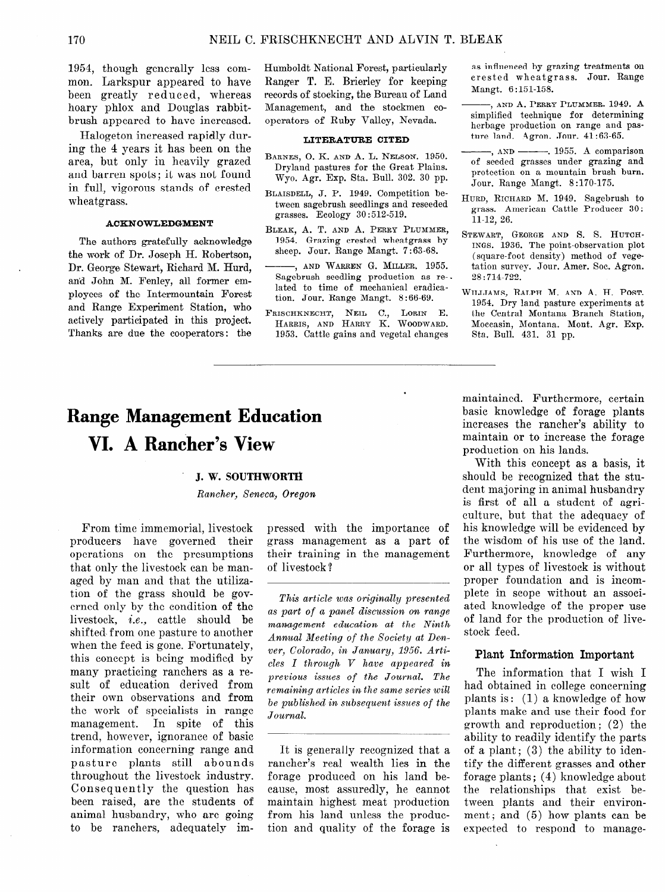1954, though generally less common. Larkspur appeared to have been greatly reduced, whereas hoary phlox and Douglas rabbitbrush appeared to have increased.

Halogeton increased rapidly during the 4 years it has been on the area, but only in heavily grazed and barren spots; it was not found in full, vigorous stands of crested wheatgrass.

### ACKNOWLEDGMENT

The authors gratefully acknowledge the work of Dr. Joseph H. Robertson, Dr. George Stewart, Richard M. Hurd, and John M. Fenley, all former employees of the Intermountain Forest and Range Experiment Station, who actively participated in this project. Thanks are due the cooperators: the Humboldt National Forest, particularly Ranger T. E. Brierley for keeping records of stocking, the Bureau of Land Management, and the stockmen cooperators of Ruby Valley, Nevada.

### LITERATURE CITED

BARNES, O. K. AND A. L. NELSON. 1950. Dryland pastures for the Great Plains. Wyo. Agr. Exp. Sta. Bull. 302. 30 pp.

BLAISDELL, J. P. 1949. Competition between sagebrush seedlings and reseeded grasses. Ecology 30:512-519.

BLEAK, A. T. AND A. PERRY PLUMMER, 1954. Grazing crested wheatgrass by sheep. Jour. Range Mangt. 7:63-68.

———, AND WARREN G. MILLER. 1955. Sagebrush seedling production as related to time of mechanical eradication. Jour. Range Mangt. 8:66-69.

FRISCHKNECHT, NEIL C., LORIN E. HARRIS, AND HARRY K. WOODWARD. 1953. Cattle gains and vegetal changes as influenced by grazing treatments on crested wheatgrass. Jour. Range Mangt. 6:151-158.

———, AND A. PERRY PLUMMER. 1949. A simplified technique for determining herbage production on range and pasture land. Agron. Jour. 41:63-65.

———, AND ———. 1955. A comparison of seeded grasses under grazing and protection on a mountain brush burn. Jour. Range Mangt. 8:170-175.

HURD, RICHARD M. 1949. Sagebrush to grass. American Cattle Producer 30: 11-12, 26.

STEWART, GEORGE AND S. S. HUTCHINGS. 1936. The point-observation plot (square-foot density) method of vegetation survey. Jour. Amer. Soc. Agron. 28:714-722.

WILLIAMS, RALPH M. AND A. H. POST. 1954. Dry land pasture experiments at the Central Montana Branch Station, Moccasin, Montana. Mont. Agr. Exp. Sta. Bull. 431. 31 pp.

---

# Range Management Education VI. A Rancher's View

**J. W. SOUTHWORTH**

*Rancher, Seneca, Oregon*

From time immemorial, livestock producers have governed their operations on the presumptions that only the livestock can be managed by man and that the utilization of the grass should be governed only by the condition of the livestock, *i.e.*, cattle should be shifted from one pasture to another when the feed is gone. Fortunately, this concept is being modified by many practicing ranchers as a result of education derived from their own observations and from the work of specialists in range management. In spite of this trend, however, ignorance of basic information concerning range and pasture plants still abounds throughout the livestock industry. Consequently the question has been raised, are the students of animal husbandry, who are going to be ranchers, adequately impressed with the importance of grass management as a part of their training in the management of livestock?

*This article was originally presented as part of a panel discussion on range management education at the Ninth Annual Meeting of the Society at Denver, Colorado, in January, 1956. Articles I through V have appeared in previous issues of the Journal. The remaining articles in the same series will be published in subsequent issues of the Journal.*

It is generally recognized that a rancher's real wealth lies in the forage produced on his land because, most assuredly, he cannot maintain highest meat production from his land unless the production and quality of the forage is maintained. Furthermore, certain basic knowledge of forage plants increases the rancher's ability to maintain or to increase the forage production on his lands.

With this concept as a basis, it should be recognized that the student majoring in animal husbandry is first of all a student of agriculture, but that the adequacy of his knowledge will be evidenced by the wisdom of his use of the land. Furthermore, knowledge of any or all types of livestock is without proper foundation and is incomplete in scope without an associated knowledge of the proper use of land for the production of livestock feed.

## Plant Information Important

The information that I wish I had obtained in college concerning plants is: (1) a knowledge of how plants make and use their food for growth and reproduction; (2) the ability to readily identify the parts of a plant; (3) the ability to identify the different grasses and other forage plants; (4) knowledge about the relationships that exist between plants and their environment; and (5) how plants can be expected to respond to manage-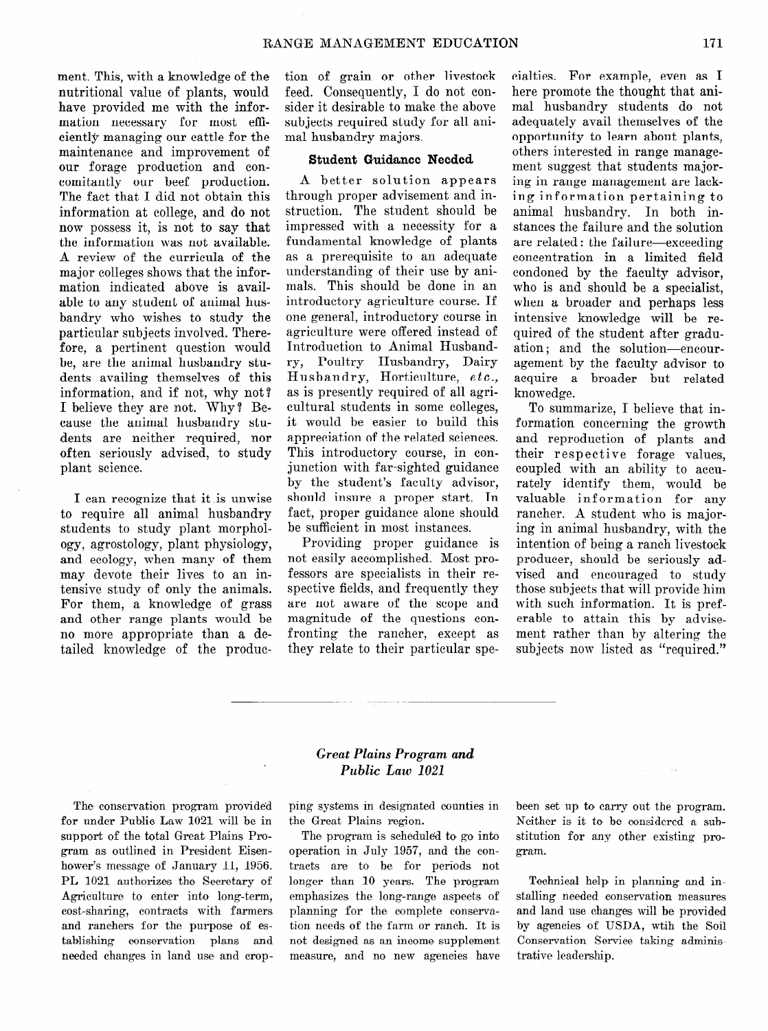ment. This, with a knowledge of the nutritional value of plants, would have provided me with the information necessary for most efficiently managing our cattle for the maintenance and improvement of our forage production and concomitantly our beef production. The fact that I did not obtain this information at college, and do not now possess it, is not to say that the information was not available. A review of the curricula of the major colleges shows that the information indicated above is available to any student of animal husbandry who wishes to study the particular subjects involved. Therefore, a pertinent question would be, are the animal husbandry students availing themselves of this information, and if not, why not? I believe they are not. Why? Because the animal husbandry students are neither required, nor often seriously advised, to study plant science.

I can recognize that it is unwise to require all animal husbandry students to study plant morphology, agrostology, plant physiology, and ecology, when many of them may devote their lives to an intensive study of only the animals. For them, a knowledge of grass and other range plants would be no more appropriate than a detailed knowledge of the production of grain or other livestock feed. Consequently, I do not consider it desirable to make the above subjects required study for all animal husbandry majors.

### Student Guidance Needed

A better solution appears through proper advisement and instruction. The student should be impressed with a necessity for a fundamental knowledge of plants as a prerequisite to an adequate understanding of their use by animals. This should be done in an introductory agriculture course. If one general, introductory course in agriculture were offered instead of Introduction to Animal Husbandry, Poultry Husbandry, Dairy Husbandry, Horticulture, *etc.*, as is presently required of all agricultural students in some colleges, it would be easier to build this appreciation of the related sciences. This introductory course, in conjunction with far-sighted guidance by the student's faculty advisor, should insure a proper start. In fact, proper guidance alone should be sufficient in most instances.

Providing proper guidance is not easily accomplished. Most professors are specialists in their respective fields, and frequently they are not aware of the scope and magnitude of the questions confronting the rancher, except as they relate to their particular specialties. For example, even as I here promote the thought that animal husbandry students do not adequately avail themselves of the opportunity to learn about plants, others interested in range management suggest that students majoring in range management are lacking information pertaining to animal husbandry. In both instances the failure and the solution are related: the failure—exceeding concentration in a limited field condoned by the faculty advisor, who is and should be a specialist, when a broader and perhaps less intensive knowledge will be required of the student after graduation; and the solution—encouragement by the faculty advisor to acquire a broader but related knowedge.

To summarize, I believe that information concerning the growth and reproduction of plants and their respective forage values, coupled with an ability to accurately identify them, would be valuable information for any rancher. A student who is majoring in animal husbandry, with the intention of being a ranch livestock producer, should be seriously advised and encouraged to study those subjects that will provide him with such information. It is preferable to attain this by advisement rather than by altering the subjects now listed as "required."

---

## *Great Plains Program and Public Law 1021*

The conservation program provided for under Public Law 1021 will be in support of the total Great Plains Program as outlined in President Eisenhower's message of January 11, 1956. PL 1021 authorizes the Secretary of Agriculture to enter into long-term, cost-sharing, contracts with farmers and ranchers for the purpose of establishing conservation plans and needed changes in land use and cropping systems in designated counties in the Great Plains region.

The program is scheduled to go into operation in July 1957, and the contracts are to be for periods not longer than 10 years. The program emphasizes the long-range aspects of planning for the complete conservation needs of the farm or ranch. It is not designed as an income supplement measure, and no new agencies have been set up to carry out the program. Neither is it to be considered a substitution for any other existing program.

Technical help in planning and installing needed conservation measures and land use changes will be provided by agencies of USDA, wtih the Soil Conservation Service taking administrative leadership.